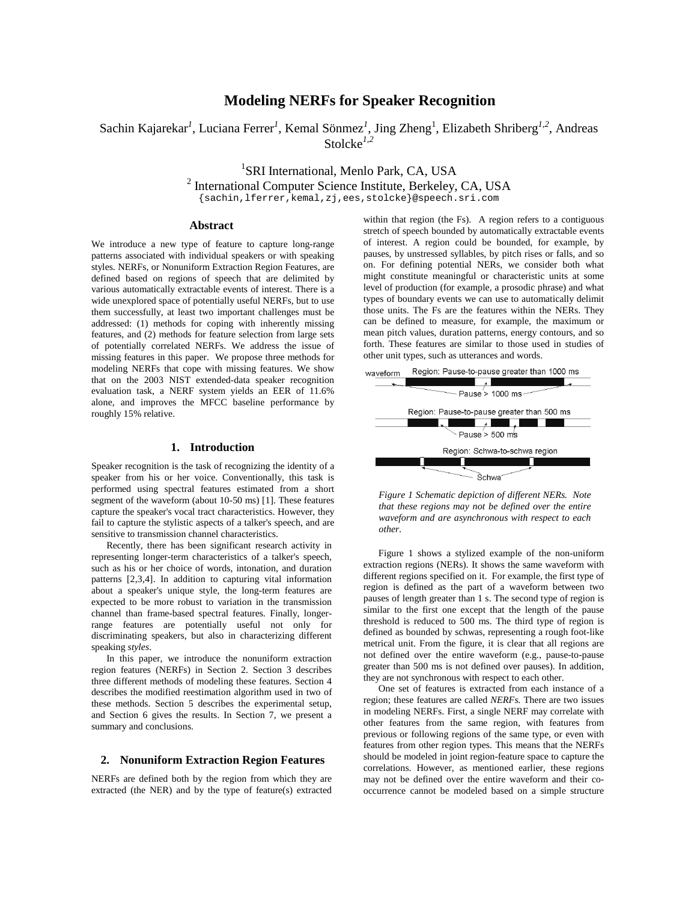# Modeling NERFs for Speaker Recognition

Sachin Kajarekar[1], Luciana Ferrer[1], Kemal Sönmez[1], Jing Zheng[1], Elizabeth Shriberg[1,2], Andreas Stolcke[1,2]

[1]SRI International, Menlo Park, CA, USA
[2] International Computer Science Institute, Berkeley, CA, USA
{sachin,lferrer,kemal,zj,ees,stolcke}@speech.sri.com

### Abstract

We introduce a new type of feature to capture long-range patterns associated with individual speakers or with speaking styles. NERFs, or Nonuniform Extraction Region Features, are defined based on regions of speech that are delimited by various automatically extractable events of interest. There is a wide unexplored space of potentially useful NERFs, but to use them successfully, at least two important challenges must be addressed: (1) methods for coping with inherently missing features, and (2) methods for feature selection from large sets of potentially correlated NERFs. We address the issue of missing features in this paper. We propose three methods for modeling NERFs that cope with missing features. We show that on the 2003 NIST extended-data speaker recognition evaluation task, a NERF system yields an EER of 11.6% alone, and improves the MFCC baseline performance by roughly 15% relative.

## 1. Introduction

Speaker recognition is the task of recognizing the identity of a speaker from his or her voice. Conventionally, this task is performed using spectral features estimated from a short segment of the waveform (about 10-50 ms) [1]. These features capture the speaker's vocal tract characteristics. However, they fail to capture the stylistic aspects of a talker's speech, and are sensitive to transmission channel characteristics.

Recently, there has been significant research activity in representing longer-term characteristics of a talker's speech, such as his or her choice of words, intonation, and duration patterns [2,3,4]. In addition to capturing vital information about a speaker's unique style, the long-term features are expected to be more robust to variation in the transmission channel than frame-based spectral features. Finally, longer-range features are potentially useful not only for discriminating speakers, but also in characterizing different speaking *styles*.

In this paper, we introduce the nonuniform extraction region features (NERFs) in Section 2. Section 3 describes three different methods of modeling these features. Section 4 describes the modified reestimation algorithm used in two of these methods. Section 5 describes the experimental setup, and Section 6 gives the results. In Section 7, we present a summary and conclusions.

## 2. Nonuniform Extraction Region Features

NERFs are defined both by the region from which they are extracted (the NER) and by the type of feature(s) extracted within that region (the Fs). A region refers to a contiguous stretch of speech bounded by automatically extractable events of interest. A region could be bounded, for example, by pauses, by unstressed syllables, by pitch rises or falls, and so on. For defining potential NERs, we consider both what might constitute meaningful or characteristic units at some level of production (for example, a prosodic phrase) and what types of boundary events we can use to automatically delimit those units. The Fs are the features within the NERs. They can be defined to measure, for example, the maximum or mean pitch values, duration patterns, energy contours, and so forth. These features are similar to those used in studies of other unit types, such as utterances and words.

*Figure 1 Schematic depiction of different NERs. Note that these regions may not be defined over the entire waveform and are asynchronous with respect to each other.*

Figure 1 shows a stylized example of the non-uniform extraction regions (NERs). It shows the same waveform with different regions specified on it. For example, the first type of region is defined as the part of a waveform between two pauses of length greater than 1 s. The second type of region is similar to the first one except that the length of the pause threshold is reduced to 500 ms. The third type of region is defined as bounded by schwas, representing a rough foot-like metrical unit. From the figure, it is clear that all regions are not defined over the entire waveform (e.g., pause-to-pause greater than 500 ms is not defined over pauses). In addition, they are not synchronous with respect to each other.

One set of features is extracted from each instance of a region; these features are called *NERFs.* There are two issues in modeling NERFs. First, a single NERF may correlate with other features from the same region, with features from previous or following regions of the same type, or even with features from other region types. This means that the NERFs should be modeled in joint region-feature space to capture the correlations. However, as mentioned earlier, these regions may not be defined over the entire waveform and their co-occurrence cannot be modeled based on a simple structure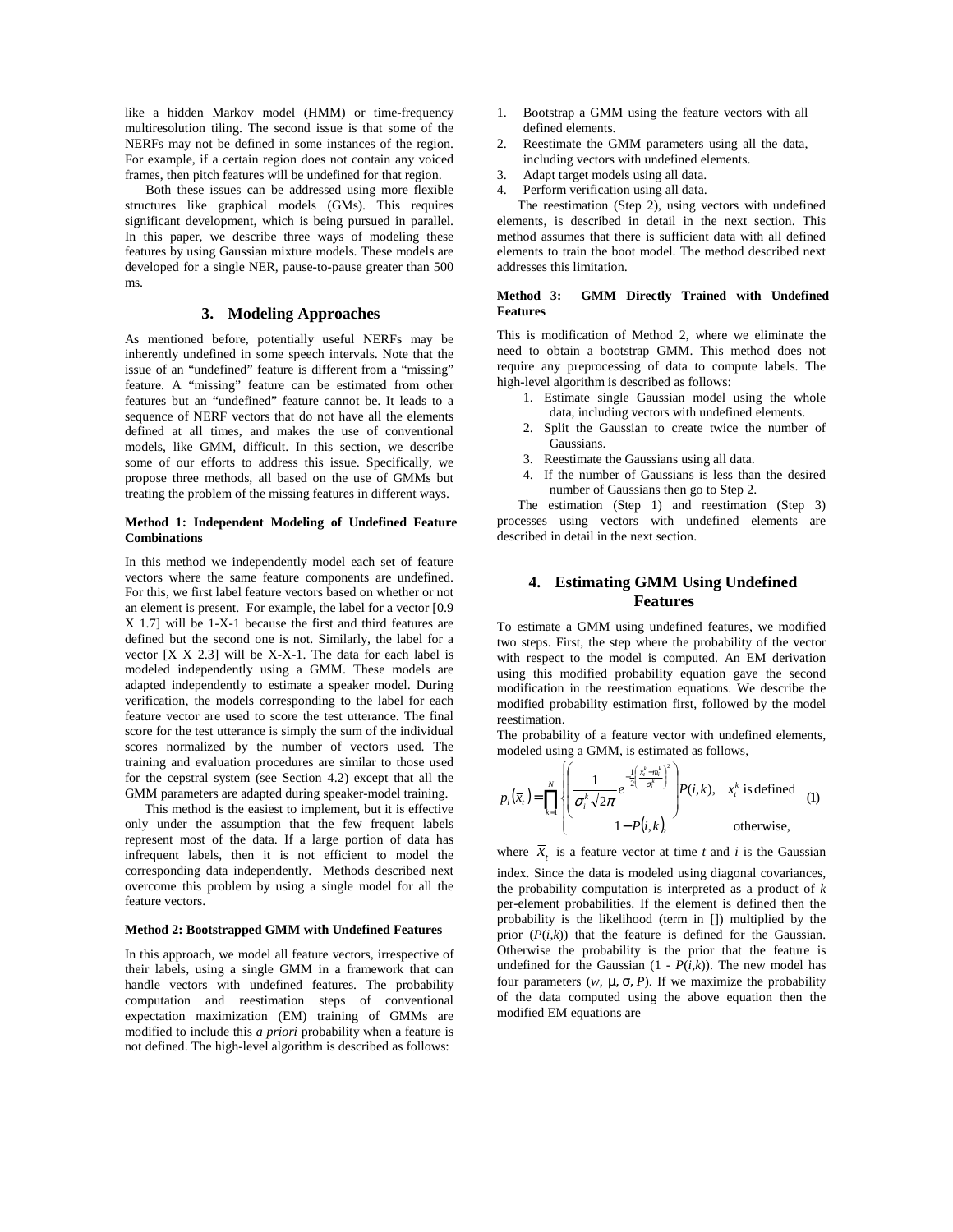like a hidden Markov model (HMM) or time-frequency multiresolution tiling. The second issue is that some of the NERFs may not be defined in some instances of the region. For example, if a certain region does not contain any voiced frames, then pitch features will be undefined for that region.

Both these issues can be addressed using more flexible structures like graphical models (GMs). This requires significant development, which is being pursued in parallel. In this paper, we describe three ways of modeling these features by using Gaussian mixture models. These models are developed for a single NER, pause-to-pause greater than 500 ms.

## 3. Modeling Approaches

As mentioned before, potentially useful NERFs may be inherently undefined in some speech intervals. Note that the issue of an "undefined" feature is different from a "missing" feature. A "missing" feature can be estimated from other features but an "undefined" feature cannot be. It leads to a sequence of NERF vectors that do not have all the elements defined at all times, and makes the use of conventional models, like GMM, difficult. In this section, we describe some of our efforts to address this issue. Specifically, we propose three methods, all based on the use of GMMs but treating the problem of the missing features in different ways.

#### Method 1: Independent Modeling of Undefined Feature Combinations

In this method we independently model each set of feature vectors where the same feature components are undefined. For this, we first label feature vectors based on whether or not an element is present. For example, the label for a vector [0.9 X 1.7] will be 1-X-1 because the first and third features are defined but the second one is not. Similarly, the label for a vector [X X 2.3] will be X-X-1. The data for each label is modeled independently using a GMM. These models are adapted independently to estimate a speaker model. During verification, the models corresponding to the label for each feature vector are used to score the test utterance. The final score for the test utterance is simply the sum of the individual scores normalized by the number of vectors used. The training and evaluation procedures are similar to those used for the cepstral system (see Section 4.2) except that all the GMM parameters are adapted during speaker-model training.

This method is the easiest to implement, but it is effective only under the assumption that the few frequent labels represent most of the data. If a large portion of data has infrequent labels, then it is not efficient to model the corresponding data independently. Methods described next overcome this problem by using a single model for all the feature vectors.

#### Method 2: Bootstrapped GMM with Undefined Features

In this approach, we model all feature vectors, irrespective of their labels, using a single GMM in a framework that can handle vectors with undefined features. The probability computation and reestimation steps of conventional expectation maximization (EM) training of GMMs are modified to include this *a priori* probability when a feature is not defined. The high-level algorithm is described as follows:

1. Bootstrap a GMM using the feature vectors with all defined elements.
2. Reestimate the GMM parameters using all the data, including vectors with undefined elements.
3. Adapt target models using all data.
4. Perform verification using all data.

The reestimation (Step 2), using vectors with undefined elements, is described in detail in the next section. This method assumes that there is sufficient data with all defined elements to train the boot model. The method described next addresses this limitation.

#### Method 3: GMM Directly Trained with Undefined Features

This is modification of Method 2, where we eliminate the need to obtain a bootstrap GMM. This method does not require any preprocessing of data to compute labels. The high-level algorithm is described as follows:

1. Estimate single Gaussian model using the whole data, including vectors with undefined elements.
2. Split the Gaussian to create twice the number of Gaussians.
3. Reestimate the Gaussians using all data.
4. If the number of Gaussians is less than the desired number of Gaussians then go to Step 2.

The estimation (Step 1) and reestimation (Step 3) processes using vectors with undefined elements are described in detail in the next section.

## 4. Estimating GMM Using Undefined Features

To estimate a GMM using undefined features, we modified two steps. First, the step where the probability of the vector with respect to the model is computed. An EM derivation using this modified probability equation gave the second modification in the reestimation equations. We describe the modified probability estimation first, followed by the model reestimation.

The probability of a feature vector with undefined elements, modeled using a GMM, is estimated as follows,

$$p_i(\overline{x}_t) = \prod_{k=1}^{N} \begin{cases} \left( \dfrac{1}{\sigma_i^k \sqrt{2\pi}} e^{-\frac{1}{2}\left(\frac{x_t^k - m_i^k}{\sigma_i^k}\right)^2} \right) P(i,k), & x_t^k \text{ is defined} \\ 1 - P(i,k), & \text{otherwise,} \end{cases} \quad (1)$$

where $\overline{x}_t$ is a feature vector at time *t* and *i* is the Gaussian index. Since the data is modeled using diagonal covariances, the probability computation is interpreted as a product of *k* per-element probabilities. If the element is defined then the probability is the likelihood (term in []) multiplied by the prior ($P(i,k)$) that the feature is defined for the Gaussian. Otherwise the probability is the prior that the feature is undefined for the Gaussian ($1 - P(i,k)$). The new model has four parameters ($w$, $\mu$, $\sigma$, $P$). If we maximize the probability of the data computed using the above equation then the modified EM equations are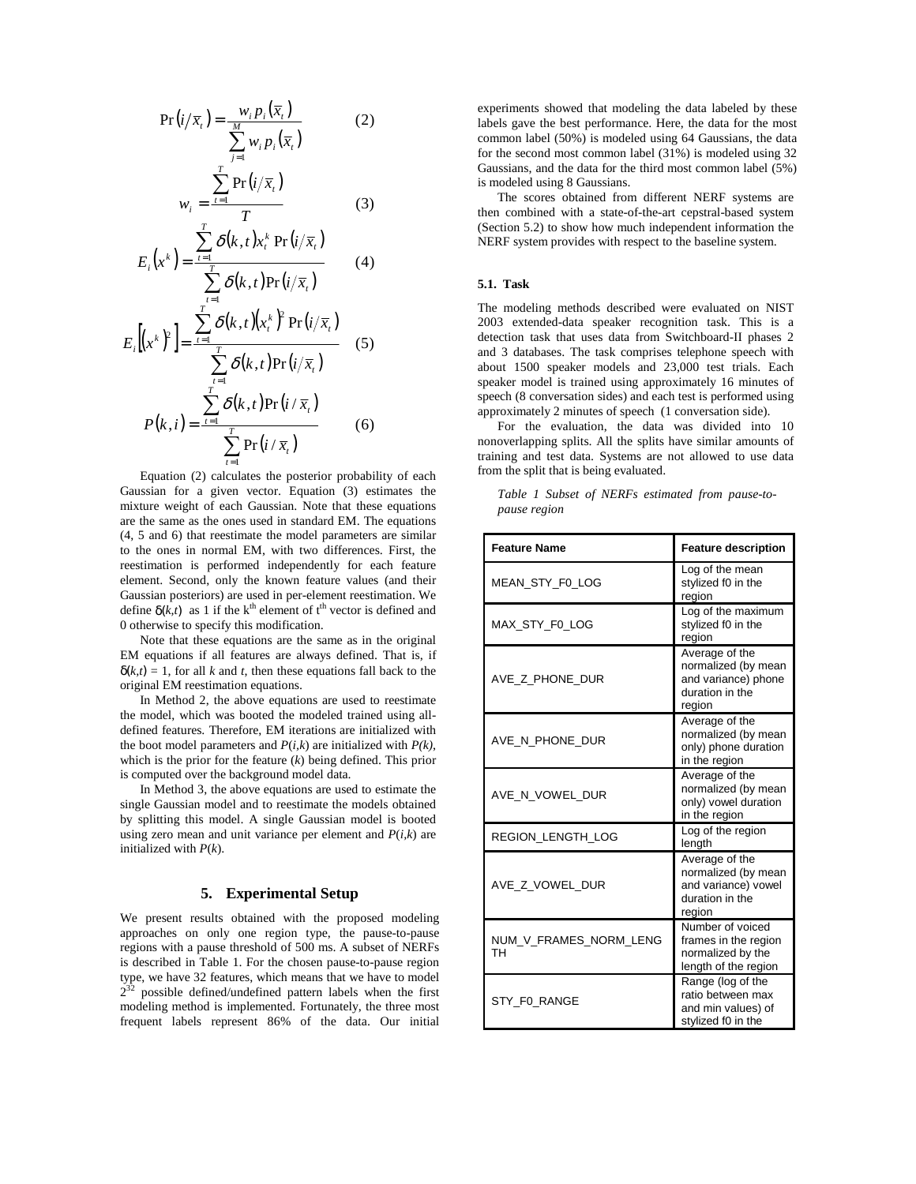$$\Pr\left(i/\bar{x}_t\right) = \frac{w_i p_i\left(\bar{x}_t\right)}{\sum_{j=1}^{M} w_i p_i\left(\bar{x}_t\right)} \qquad (2)$$

$$w_i = \frac{\sum_{t=1}^{T} \Pr\left(i/\bar{x}_t\right)}{T} \qquad (3)$$

$$E_i\left(x^k\right) = \frac{\sum_{t=1}^{T} \delta(k,t) x_t^k \Pr\left(i/\bar{x}_t\right)}{\sum_{t=1}^{T} \delta(k,t) \Pr\left(i/\bar{x}_t\right)} \qquad (4)$$

$$E_i\left[\left(x^k\right)^2\right] = \frac{\sum_{t=1}^{T} \delta(k,t) \left(x_t^k\right)^2 \Pr\left(i/\bar{x}_t\right)}{\sum_{t=1}^{T} \delta(k,t) \Pr\left(i/\bar{x}_t\right)} \qquad (5)$$

$$P(k,i) = \frac{\sum_{t=1}^{T} \delta(k,t) \Pr\left(i/\bar{x}_t\right)}{\sum_{t=1}^{T} \Pr\left(i/\bar{x}_t\right)} \qquad (6)$$

Equation (2) calculates the posterior probability of each Gaussian for a given vector. Equation (3) estimates the mixture weight of each Gaussian. Note that these equations are the same as the ones used in standard EM. The equations (4, 5 and 6) that reestimate the model parameters are similar to the ones in normal EM, with two differences. First, the reestimation is performed independently for each feature element. Second, only the known feature values (and their Gaussian posteriors) are used in per-element reestimation. We define $\delta(k,t)$ as 1 if the k[th] element of t[th] vector is defined and 0 otherwise to specify this modification.

Note that these equations are the same as in the original EM equations if all features are always defined. That is, if $\delta(k,t) = 1$, for all $k$ and $t$, then these equations fall back to the original EM reestimation equations.

In Method 2, the above equations are used to reestimate the model, which was booted the modeled trained using all-defined features. Therefore, EM iterations are initialized with the boot model parameters and $P(i,k)$ are initialized with $P(k)$, which is the prior for the feature ($k$) being defined. This prior is computed over the background model data.

In Method 3, the above equations are used to estimate the single Gaussian model and to reestimate the models obtained by splitting this model. A single Gaussian model is booted using zero mean and unit variance per element and $P(i,k)$ are initialized with $P(k)$.

## 5. Experimental Setup

We present results obtained with the proposed modeling approaches on only one region type, the pause-to-pause regions with a pause threshold of 500 ms. A subset of NERFs is described in Table 1. For the chosen pause-to-pause region type, we have 32 features, which means that we have to model $2^{32}$ possible defined/undefined pattern labels when the first modeling method is implemented. Fortunately, the three most frequent labels represent 86% of the data. Our initial experiments showed that modeling the data labeled by these labels gave the best performance. Here, the data for the most common label (50%) is modeled using 64 Gaussians, the data for the second most common label (31%) is modeled using 32 Gaussians, and the data for the third most common label (5%) is modeled using 8 Gaussians.

The scores obtained from different NERF systems are then combined with a state-of-the-art cepstral-based system (Section 5.2) to show how much independent information the NERF system provides with respect to the baseline system.

### 5.1. Task

The modeling methods described were evaluated on NIST 2003 extended-data speaker recognition task. This is a detection task that uses data from Switchboard-II phases 2 and 3 databases. The task comprises telephone speech with about 1500 speaker models and 23,000 test trials. Each speaker model is trained using approximately 16 minutes of speech (8 conversation sides) and each test is performed using approximately 2 minutes of speech (1 conversation side).

For the evaluation, the data was divided into 10 nonoverlapping splits. All the splits have similar amounts of training and test data. Systems are not allowed to use data from the split that is being evaluated.

*Table 1 Subset of NERFs estimated from pause-to-pause region*

| Feature Name | Feature description |
| --- | --- |
| MEAN_STY_F0_LOG | Log of the mean stylized f0 in the region |
| MAX_STY_F0_LOG | Log of the maximum stylized f0 in the region |
| AVE_Z_PHONE_DUR | Average of the normalized (by mean and variance) phone duration in the region |
| AVE_N_PHONE_DUR | Average of the normalized (by mean only) phone duration in the region |
| AVE_N_VOWEL_DUR | Average of the normalized (by mean only) vowel duration in the region |
| REGION_LENGTH_LOG | Log of the region length |
| AVE_Z_VOWEL_DUR | Average of the normalized (by mean and variance) vowel duration in the region |
| NUM_V_FRAMES_NORM_LENGTH | Number of voiced frames in the region normalized by the length of the region |
| STY_F0_RANGE | Range (log of the ratio between max and min values) of stylized f0 in the |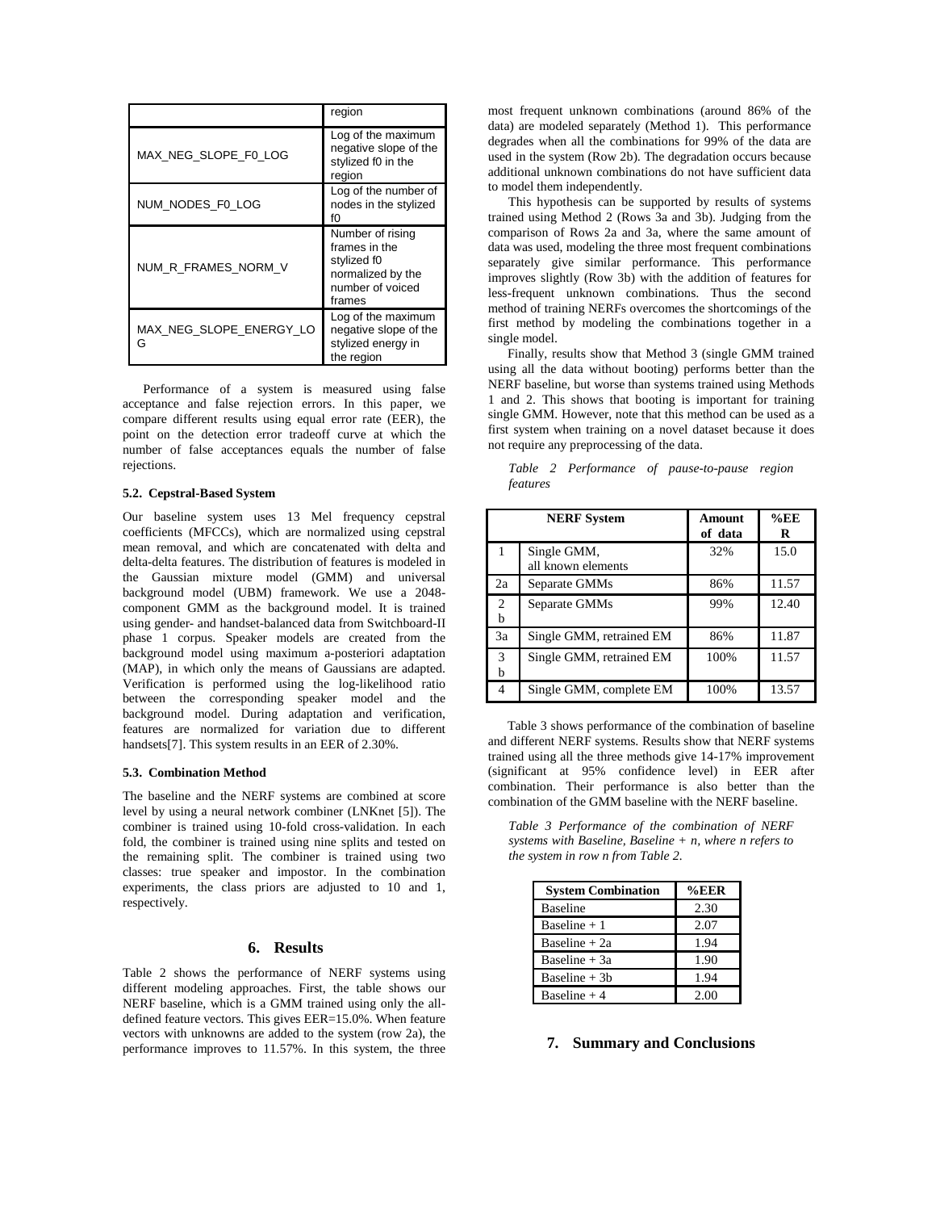| | region |
|---|---|
| MAX_NEG_SLOPE_F0_LOG | Log of the maximum negative slope of the stylized f0 in the region |
| NUM_NODES_F0_LOG | Log of the number of nodes in the stylized f0 |
| NUM_R_FRAMES_NORM_V | Number of rising frames in the stylized f0 normalized by the number of voiced frames |
| MAX_NEG_SLOPE_ENERGY_LOG | Log of the maximum negative slope of the stylized energy in the region |

Performance of a system is measured using false acceptance and false rejection errors. In this paper, we compare different results using equal error rate (EER), the point on the detection error tradeoff curve at which the number of false acceptances equals the number of false rejections.

### 5.2. Cepstral-Based System

Our baseline system uses 13 Mel frequency cepstral coefficients (MFCCs), which are normalized using cepstral mean removal, and which are concatenated with delta and delta-delta features. The distribution of features is modeled in the Gaussian mixture model (GMM) and universal background model (UBM) framework. We use a 2048-component GMM as the background model. It is trained using gender- and handset-balanced data from Switchboard-II phase 1 corpus. Speaker models are created from the background model using maximum a-posteriori adaptation (MAP), in which only the means of Gaussians are adapted. Verification is performed using the log-likelihood ratio between the corresponding speaker model and the background model. During adaptation and verification, features are normalized for variation due to different handsets[7]. This system results in an EER of 2.30%.

### 5.3. Combination Method

The baseline and the NERF systems are combined at score level by using a neural network combiner (LNKnet [5]). The combiner is trained using 10-fold cross-validation. In each fold, the combiner is trained using nine splits and tested on the remaining split. The combiner is trained using two classes: true speaker and impostor. In the combination experiments, the class priors are adjusted to 10 and 1, respectively.

## 6. Results

Table 2 shows the performance of NERF systems using different modeling approaches. First, the table shows our NERF baseline, which is a GMM trained using only the all-defined feature vectors. This gives EER=15.0%. When feature vectors with unknowns are added to the system (row 2a), the performance improves to 11.57%. In this system, the three most frequent unknown combinations (around 86% of the data) are modeled separately (Method 1). This performance degrades when all the combinations for 99% of the data are used in the system (Row 2b). The degradation occurs because additional unknown combinations do not have sufficient data to model them independently.

This hypothesis can be supported by results of systems trained using Method 2 (Rows 3a and 3b). Judging from the comparison of Rows 2a and 3a, where the same amount of data was used, modeling the three most frequent combinations separately give similar performance. This performance improves slightly (Row 3b) with the addition of features for less-frequent unknown combinations. Thus the second method of training NERFs overcomes the shortcomings of the first method by modeling the combinations together in a single model.

Finally, results show that Method 3 (single GMM trained using all the data without booting) performs better than the NERF baseline, but worse than systems trained using Methods 1 and 2. This shows that booting is important for training single GMM. However, note that this method can be used as a first system when training on a novel dataset because it does not require any preprocessing of the data.

*Table 2 Performance of pause-to-pause region features*

| NERF System | | Amount of data | %EER |
|---|---|---|---|
| 1 | Single GMM, all known elements | 32% | 15.0 |
| 2a | Separate GMMs | 86% | 11.57 |
| 2b | Separate GMMs | 99% | 12.40 |
| 3a | Single GMM, retrained EM | 86% | 11.87 |
| 3b | Single GMM, retrained EM | 100% | 11.57 |
| 4 | Single GMM, complete EM | 100% | 13.57 |

Table 3 shows performance of the combination of baseline and different NERF systems. Results show that NERF systems trained using all the three methods give 14-17% improvement (significant at 95% confidence level) in EER after combination. Their performance is also better than the combination of the GMM baseline with the NERF baseline.

*Table 3 Performance of the combination of NERF systems with Baseline, Baseline + n, where n refers to the system in row n from Table 2.*

| System Combination | %EER |
|---|---|
| Baseline | 2.30 |
| Baseline + 1 | 2.07 |
| Baseline + 2a | 1.94 |
| Baseline + 3a | 1.90 |
| Baseline + 3b | 1.94 |
| Baseline + 4 | 2.00 |

## 7. Summary and Conclusions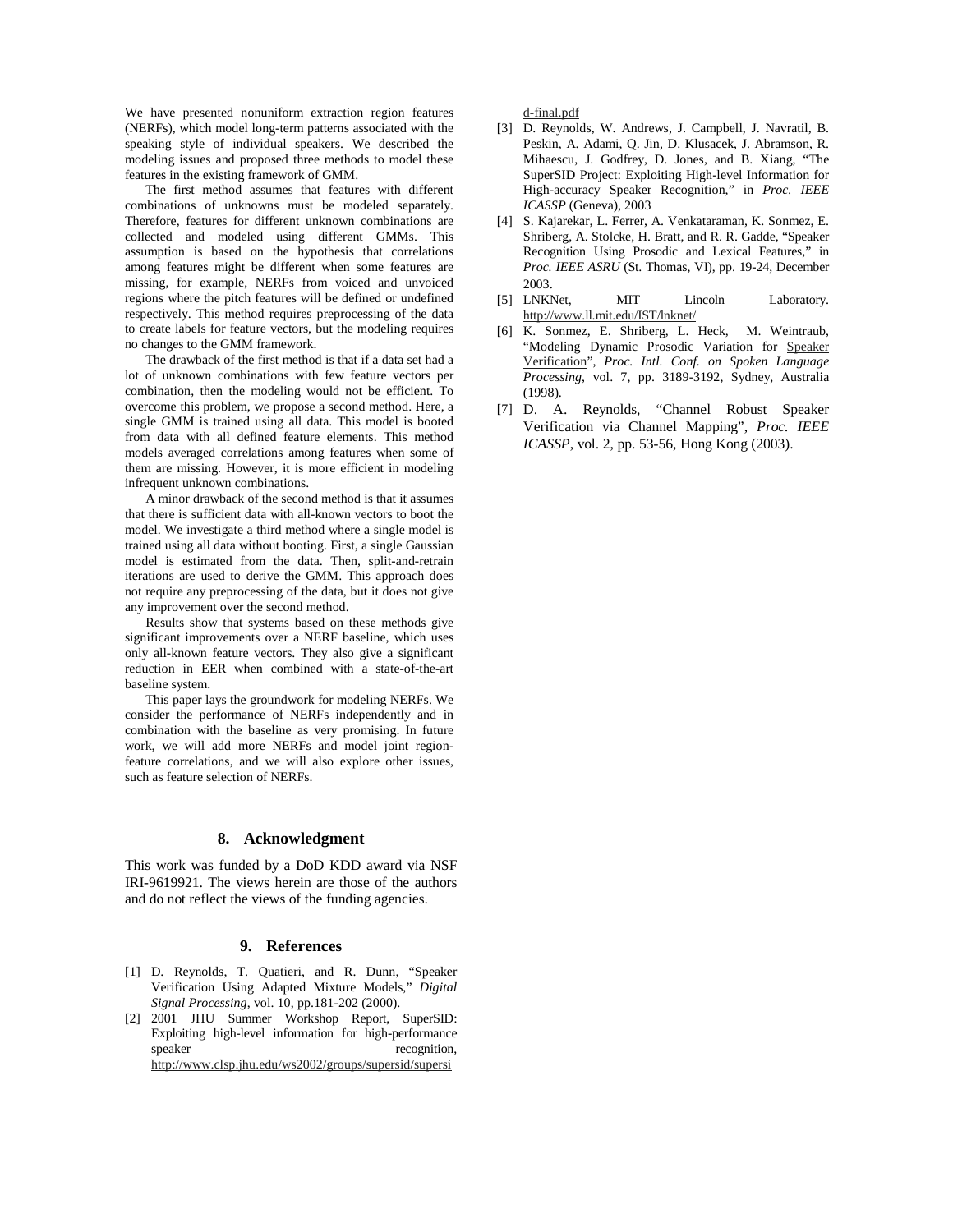We have presented nonuniform extraction region features (NERFs), which model long-term patterns associated with the speaking style of individual speakers. We described the modeling issues and proposed three methods to model these features in the existing framework of GMM.

The first method assumes that features with different combinations of unknowns must be modeled separately. Therefore, features for different unknown combinations are collected and modeled using different GMMs. This assumption is based on the hypothesis that correlations among features might be different when some features are missing, for example, NERFs from voiced and unvoiced regions where the pitch features will be defined or undefined respectively. This method requires preprocessing of the data to create labels for feature vectors, but the modeling requires no changes to the GMM framework.

The drawback of the first method is that if a data set had a lot of unknown combinations with few feature vectors per combination, then the modeling would not be efficient. To overcome this problem, we propose a second method. Here, a single GMM is trained using all data. This model is booted from data with all defined feature elements. This method models averaged correlations among features when some of them are missing. However, it is more efficient in modeling infrequent unknown combinations.

A minor drawback of the second method is that it assumes that there is sufficient data with all-known vectors to boot the model. We investigate a third method where a single model is trained using all data without booting. First, a single Gaussian model is estimated from the data. Then, split-and-retrain iterations are used to derive the GMM. This approach does not require any preprocessing of the data, but it does not give any improvement over the second method.

Results show that systems based on these methods give significant improvements over a NERF baseline, which uses only all-known feature vectors. They also give a significant reduction in EER when combined with a state-of-the-art baseline system.

This paper lays the groundwork for modeling NERFs. We consider the performance of NERFs independently and in combination with the baseline as very promising. In future work, we will add more NERFs and model joint region-feature correlations, and we will also explore other issues, such as feature selection of NERFs.

## 8. Acknowledgment

This work was funded by a DoD KDD award via NSF IRI-9619921. The views herein are those of the authors and do not reflect the views of the funding agencies.

## 9. References

[1] D. Reynolds, T. Quatieri, and R. Dunn, "Speaker Verification Using Adapted Mixture Models," *Digital Signal Processing*, vol. 10, pp.181-202 (2000).

[2] 2001 JHU Summer Workshop Report, SuperSID: Exploiting high-level information for high-performance speaker recognition, http://www.clsp.jhu.edu/ws2002/groups/supersid/supersid-final.pdf

[3] D. Reynolds, W. Andrews, J. Campbell, J. Navratil, B. Peskin, A. Adami, Q. Jin, D. Klusacek, J. Abramson, R. Mihaescu, J. Godfrey, D. Jones, and B. Xiang, "The SuperSID Project: Exploiting High-level Information for High-accuracy Speaker Recognition," in *Proc. IEEE ICASSP* (Geneva), 2003

[4] S. Kajarekar, L. Ferrer, A. Venkataraman, K. Sonmez, E. Shriberg, A. Stolcke, H. Bratt, and R. R. Gadde, "Speaker Recognition Using Prosodic and Lexical Features," in *Proc. IEEE ASRU* (St. Thomas, VI), pp. 19-24, December 2003.

[5] LNKNet, MIT Lincoln Laboratory. http://www.ll.mit.edu/IST/lnknet/

[6] K. Sonmez, E. Shriberg, L. Heck, M. Weintraub, "Modeling Dynamic Prosodic Variation for Speaker Verification", *Proc. Intl. Conf. on Spoken Language Processing*, vol. 7, pp. 3189-3192, Sydney, Australia (1998).

[7] D. A. Reynolds, "Channel Robust Speaker Verification via Channel Mapping", *Proc. IEEE ICASSP*, vol. 2, pp. 53-56, Hong Kong (2003).